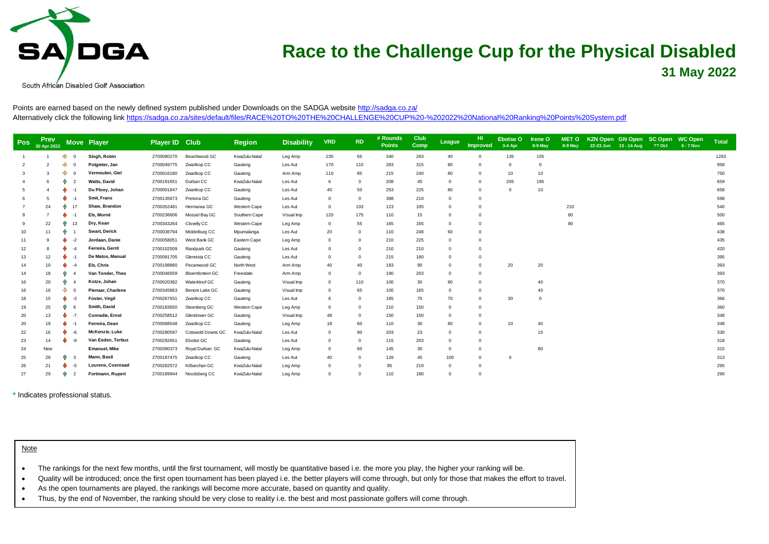# Race to the Challenge Cup for the Physical Disabled

## 31 May 2022

South African Disabled Golf Association

Points are earned based on the newly defined system published under Downloads on the SADGA website http://sadga.co.za/
Alternatively click the following link https://sadga.co.za/sites/default/files/RACE%20TO%20THE%20CHALLENGE%20CUP%20-%202022%20National%20Ranking%20Points%20System.pdf

| Pos | Prev 30 Apr 2022 | Move | Player | Player ID | Club | Region | Disability | VRD | RD | # Rounds Points | Club Comp | League | HI Improved | Ebotse O 3-4 Apr | Irene O 8-9 May | MET O 8-9 May | KZN Open 22-23 Jun | GN Open 13 - 14 Aug | SC Open ?? Oct | WC Open 6 - 7 Nov | Total |
|---|---|---|---|---|---|---|---|---|---|---|---|---|---|---|---|---|---|---|---|---|---|
| 1 | 1 | 0 | **Singh, Robin** | 2700080270 | Beachwood GC | KwaZulu-Natal | Leg Amp | 235 | 65 | 340 | 293 | 40 | 0 | 135 | 155 | | | | | | 1263 |
| 2 | 2 | 0 | **Potgieter, Jan** | 2700049775 | Zwartkop CC | Gauteng | Les Aut | 170 | 110 | 283 | 315 | 80 | 0 | 0 | 0 | | | | | | 958 |
| 3 | 3 | 0 | **Vermeulen, Giel** | 2700016180 | Zwartkop CC | Gauteng | Arm Amp | 110 | 85 | 215 | 240 | 80 | 0 | 10 | 10 | | | | | | 750 |
| 4 | 6 | 2 | **Watts, David** | 2700191651 | Durban CC | KwaZulu-Natal | Les Aut | 6 | 0 | 208 | 45 | 0 | 0 | 205 | 195 | | | | | | 659 |
| 5 | 4 | -1 | **Du Plooy, Johan** | 2700001847 | Zwartkop CC | Gauteng | Les Aut | 40 | 50 | 253 | 225 | 80 | 0 | 0 | 10 | | | | | | 658 |
| 6 | 5 | -1 | **Smit, Frans** | 2700135673 | Pretoria GC | Gauteng | Les Aut | 0 | 0 | 388 | 210 | 0 | 0 | | | | | | | | 598 |
| 7 | 24 | 17 | **Shaw, Brandon** | 2700352481 | Hermanus GC | Western Cape | Les Aut | 0 | 103 | 123 | 105 | 0 | 0 | | | 210 | | | | | 540 |
| 8 | 7 | -1 | **Els, Morné** | 2700236606 | Mossel Bay GC | Southern Cape | Visual Imp | 120 | 175 | 110 | 15 | 0 | 0 | | | 80 | | | | | 500 |
| 9 | 22 | 13 | **Dry, Kean** | 2700343264 | Clovelly CC | Western Cape | Leg Amp | 0 | 55 | 165 | 165 | 0 | 0 | | | 80 | | | | | 465 |
| 10 | 11 | 1 | **Swart, Derick** | 2700036794 | Middelburg CC | Mpumalanga | Les Aut | 20 | 0 | 110 | 248 | 60 | 0 | | | | | | | | 438 |
| 11 | 9 | -2 | **Jordaan, Danie** | 2700058051 | West Bank GC | Eastern Cape | Leg Amp | 0 | 0 | 210 | 225 | 0 | 0 | | | | | | | | 435 |
| 12 | 8 | -4 | **Ferreira, Gerrit** | 2700102509 | Randpark GC | Gauteng | Les Aut | 0 | 0 | 210 | 210 | 0 | 0 | | | | | | | | 420 |
| 13 | 12 | -1 | **De Matos, Manual** | 2700081705 | Glenvista CC | Gauteng | Les Aut | 0 | 0 | 215 | 180 | 0 | 0 | | | | | | | | 395 |
| 14 | 10 | -4 | **Els, Chris** | 2700198860 | Pecanwood GC | North West | Arm Amp | 40 | 40 | 183 | 90 | 0 | 0 | 20 | 20 | | | | | | 393 |
| 14 | 18 | 4 | **Van Tonder, Theo** | 2700046559 | Bloemfontein GC | Freestate | Arm Amp | 0 | 0 | 190 | 203 | 0 | 0 | | | | | | | | 393 |
| 16 | 20 | 4 | **Kotze, Johan** | 2700020382 | Waterkloof GC | Gauteng | Visual Imp | 0 | 110 | 100 | 30 | 90 | 0 | | 40 | | | | | | 370 |
| 16 | 16 | 0 | **Pienaar, Charlene** | 2700345863 | Benoni Lake GC | Gauteng | Visual Imp | 0 | 65 | 100 | 165 | 0 | 0 | | 40 | | | | | | 370 |
| 18 | 15 | -3 | **Foster, Virgil** | 2700267931 | Zwartkop CC | Gauteng | Les Aut | 6 | 0 | 185 | 75 | 70 | 0 | 30 | 0 | | | | | | 366 |
| 19 | 25 | 6 | **Smith, David** | 2700183650 | Steenberg GC | Western Cape | Leg Amp | 0 | 0 | 210 | 150 | 0 | 0 | | | | | | | | 360 |
| 20 | 13 | -7 | **Conradie, Ernst** | 2700258512 | Glendower GC | Gauteng | Visual Imp | 48 | 0 | 150 | 150 | 0 | 0 | | | | | | | | 348 |
| 20 | 19 | -1 | **Ferreira, Dean** | 2700088548 | Zwartkop CC | Gauteng | Leg Amp | 18 | 60 | 110 | 30 | 80 | 0 | 10 | 40 | | | | | | 348 |
| 22 | 16 | -6 | **McKenzie, Luke** | 2700280597 | Cotswold Downs GC | KwaZulu-Natal | Les Aut | 0 | 90 | 203 | 23 | 0 | 0 | | 15 | | | | | | 330 |
| 23 | 14 | -9 | **Van Eeden, Tertius** | 2700292651 | Ebotse GC | Gauteng | Les Aut | 0 | 0 | 115 | 203 | 0 | 0 | | | | | | | | 318 |
| 24 | New | | **Emanuel, Mike** | 2700390373 | Royal Durban GC | KwaZulu-Natal | Leg Amp | 0 | 60 | 145 | 30 | 0 | 0 | | 80 | | | | | | 315 |
| 25 | 28 | 3 | **Mann, Basil** | 2700187475 | Zwartkop CC | Gauteng | Les Aut | 40 | 0 | 128 | 45 | 100 | 0 | 0 | | | | | | | 313 |
| 26 | 21 | -5 | **Lourens, Coenraad** | 2700282572 | Kilbarchan GC | KwaZulu-Natal | Leg Amp | 0 | 0 | 85 | 210 | 0 | 0 | | | | | | | | 295 |
| 27 | 29 | 2 | **Fortmann, Rupert** | 2700189944 | Noodsberg CC | KwaZulu-Natal | Leg Amp | 0 | 0 | 110 | 180 | 0 | 0 | | | | | | | | 290 |

* Indicates professional status.

Note

- The rankings for the next few months, until the first tournament, will mostly be quantitative based i.e. the more you play, the higher your ranking will be.
- Quality will be introduced; once the first open tournament has been played i.e. the better players will come through, but only for those that makes the effort to travel.
- As the open tournaments are played, the rankings will become more accurate, based on quantity and quality.
- Thus, by the end of November, the ranking should be very close to reality i.e. the best and most passionate golfers will come through.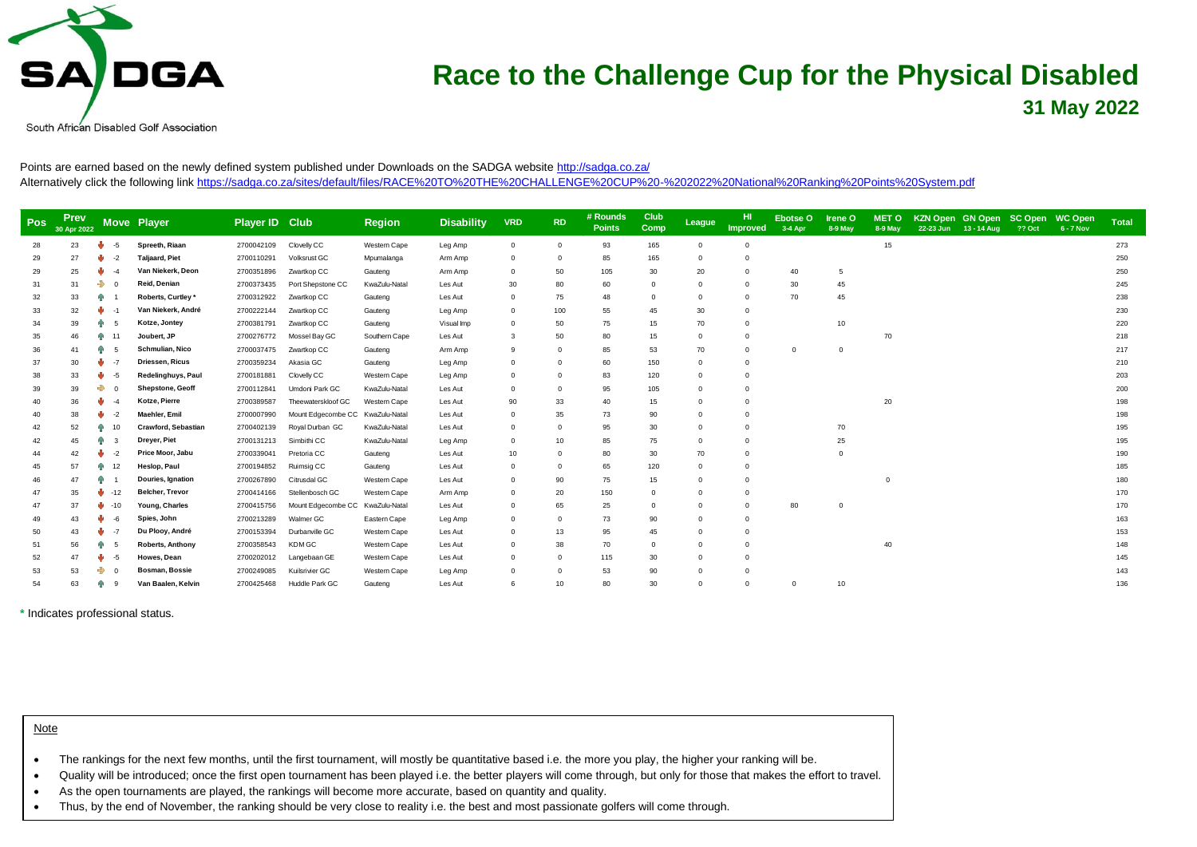# Race to the Challenge Cup for the Physical Disabled

## 31 May 2022

South African Disabled Golf Association

Points are earned based on the newly defined system published under Downloads on the SADGA website http://sadga.co.za/
Alternatively click the following link https://sadga.co.za/sites/default/files/RACE%20TO%20THE%20CHALLENGE%20CUP%20-%202022%20National%20Ranking%20Points%20System.pdf

| Pos | Prev 30 Apr 2022 | Move | Player | Player ID | Club | Region | Disability | VRD | RD | # Rounds Points | Club Comp | League | HI Improved | Ebotse O 3-4 Apr | Irene O 8-9 May | MET O 8-9 May | KZN Open 22-23 Jun | GN Open 13 - 14 Aug | SC Open ?? Oct | WC Open 6 - 7 Nov | Total |
|---|---|---|---|---|---|---|---|---|---|---|---|---|---|---|---|---|---|---|---|---|---|
| 28 | 23 | -5 | Spreeth, Riaan | 2700042109 | Clovelly CC | Western Cape | Leg Amp | 0 | 0 | 93 | 165 | 0 | 0 | | | 15 | | | | | 273 |
| 29 | 27 | -2 | Taljaard, Piet | 2700110291 | Volksrust GC | Mpumalanga | Arm Amp | 0 | 0 | 85 | 165 | 0 | 0 | | | | | | | | 250 |
| 29 | 25 | -4 | Van Niekerk, Deon | 2700351896 | Zwartkop CC | Gauteng | Arm Amp | 0 | 50 | 105 | 30 | 20 | 0 | 40 | 5 | | | | | | 250 |
| 31 | 31 | 0 | Reid, Denian | 2700373435 | Port Shepstone CC | KwaZulu-Natal | Les Aut | 30 | 80 | 60 | 0 | 0 | 0 | 30 | 45 | | | | | | 245 |
| 32 | 33 | 1 | Roberts, Curtley * | 2700312922 | Zwartkop CC | Gauteng | Les Aut | 0 | 75 | 48 | 0 | 0 | 0 | 70 | 45 | | | | | | 238 |
| 33 | 32 | -1 | Van Niekerk, André | 2700222144 | Zwartkop CC | Gauteng | Leg Amp | 0 | 100 | 55 | 45 | 30 | 0 | | | | | | | | 230 |
| 34 | 39 | 5 | Kotze, Jontey | 2700381791 | Zwartkop CC | Gauteng | Visual Imp | 0 | 50 | 75 | 15 | 70 | 0 | | 10 | | | | | | 220 |
| 35 | 46 | 11 | Joubert, JP | 2700276772 | Mossel Bay GC | Southern Cape | Les Aut | 3 | 50 | 80 | 15 | 0 | 0 | | | 70 | | | | | 218 |
| 36 | 41 | 5 | Schmulian, Nico | 2700037475 | Zwartkop CC | Gauteng | Arm Amp | 9 | 0 | 85 | 53 | 70 | 0 | 0 | 0 | | | | | | 217 |
| 37 | 30 | -7 | Driessen, Ricus | 2700359234 | Akasia GC | Gauteng | Leg Amp | 0 | 0 | 60 | 150 | 0 | 0 | | | | | | | | 210 |
| 38 | 33 | -5 | Redelinghuys, Paul | 2700181881 | Clovelly CC | Western Cape | Leg Amp | 0 | 0 | 83 | 120 | 0 | 0 | | | | | | | | 203 |
| 39 | 39 | 0 | Shepstone, Geoff | 2700112841 | Umdoni Park GC | KwaZulu-Natal | Les Aut | 0 | 0 | 95 | 105 | 0 | 0 | | | | | | | | 200 |
| 40 | 36 | -4 | Kotze, Pierre | 2700389587 | Theewaterskloof GC | Western Cape | Les Aut | 90 | 33 | 40 | 15 | 0 | 0 | | | 20 | | | | | 198 |
| 40 | 38 | -2 | Maehler, Emil | 2700007990 | Mount Edgecombe CC | KwaZulu-Natal | Les Aut | 0 | 35 | 73 | 90 | 0 | 0 | | | | | | | | 198 |
| 42 | 52 | 10 | Crawford, Sebastian | 2700402139 | Royal Durban GC | KwaZulu-Natal | Les Aut | 0 | 0 | 95 | 30 | 0 | 0 | | 70 | | | | | | 195 |
| 42 | 45 | 3 | Dreyer, Piet | 2700131213 | Simbithi CC | KwaZulu-Natal | Leg Amp | 0 | 10 | 85 | 75 | 0 | 0 | | 25 | | | | | | 195 |
| 44 | 42 | -2 | Price Moor, Jabu | 2700339041 | Pretoria CC | Gauteng | Les Aut | 10 | 0 | 80 | 30 | 70 | 0 | | 0 | | | | | | 190 |
| 45 | 57 | 12 | Heslop, Paul | 2700194852 | Ruimsig CC | Gauteng | Les Aut | 0 | 0 | 65 | 120 | 0 | 0 | | | | | | | | 185 |
| 46 | 47 | 1 | Douries, Ignation | 2700267890 | Citrusdal GC | Western Cape | Les Aut | 0 | 90 | 75 | 15 | 0 | 0 | | | 0 | | | | | 180 |
| 47 | 35 | -12 | Belcher, Trevor | 2700414166 | Stellenbosch GC | Western Cape | Arm Amp | 0 | 20 | 150 | 0 | 0 | 0 | | | | | | | | 170 |
| 47 | 37 | -10 | Young, Charles | 2700415756 | Mount Edgecombe CC | KwaZulu-Natal | Les Aut | 0 | 65 | 25 | 0 | 0 | 0 | 80 | 0 | | | | | | 170 |
| 49 | 43 | -6 | Spies, John | 2700213289 | Walmer GC | Eastern Cape | Leg Amp | 0 | 0 | 73 | 90 | 0 | 0 | | | | | | | | 163 |
| 50 | 43 | -7 | Du Plooy, André | 2700153394 | Durbanville GC | Western Cape | Les Aut | 0 | 13 | 95 | 45 | 0 | 0 | | | | | | | | 153 |
| 51 | 56 | 5 | Roberts, Anthony | 2700358543 | KDM GC | Western Cape | Les Aut | 0 | 38 | 70 | 0 | 0 | 0 | | | 40 | | | | | 148 |
| 52 | 47 | -5 | Howes, Dean | 2700202012 | Langebaan GE | Western Cape | Les Aut | 0 | 0 | 115 | 30 | 0 | 0 | | | | | | | | 145 |
| 53 | 53 | 0 | Bosman, Bossie | 2700249085 | Kuilsrivier GC | Western Cape | Leg Amp | 0 | 0 | 53 | 90 | 0 | 0 | | | | | | | | 143 |
| 54 | 63 | 9 | Van Baalen, Kelvin | 2700425468 | Huddle Park GC | Gauteng | Les Aut | 6 | 10 | 80 | 30 | 0 | 0 | 0 | 10 | | | | | | 136 |

\* Indicates professional status.

Note

- The rankings for the next few months, until the first tournament, will mostly be quantitative based i.e. the more you play, the higher your ranking will be.
- Quality will be introduced; once the first open tournament has been played i.e. the better players will come through, but only for those that makes the effort to travel.
- As the open tournaments are played, the rankings will become more accurate, based on quantity and quality.
- Thus, by the end of November, the ranking should be very close to reality i.e. the best and most passionate golfers will come through.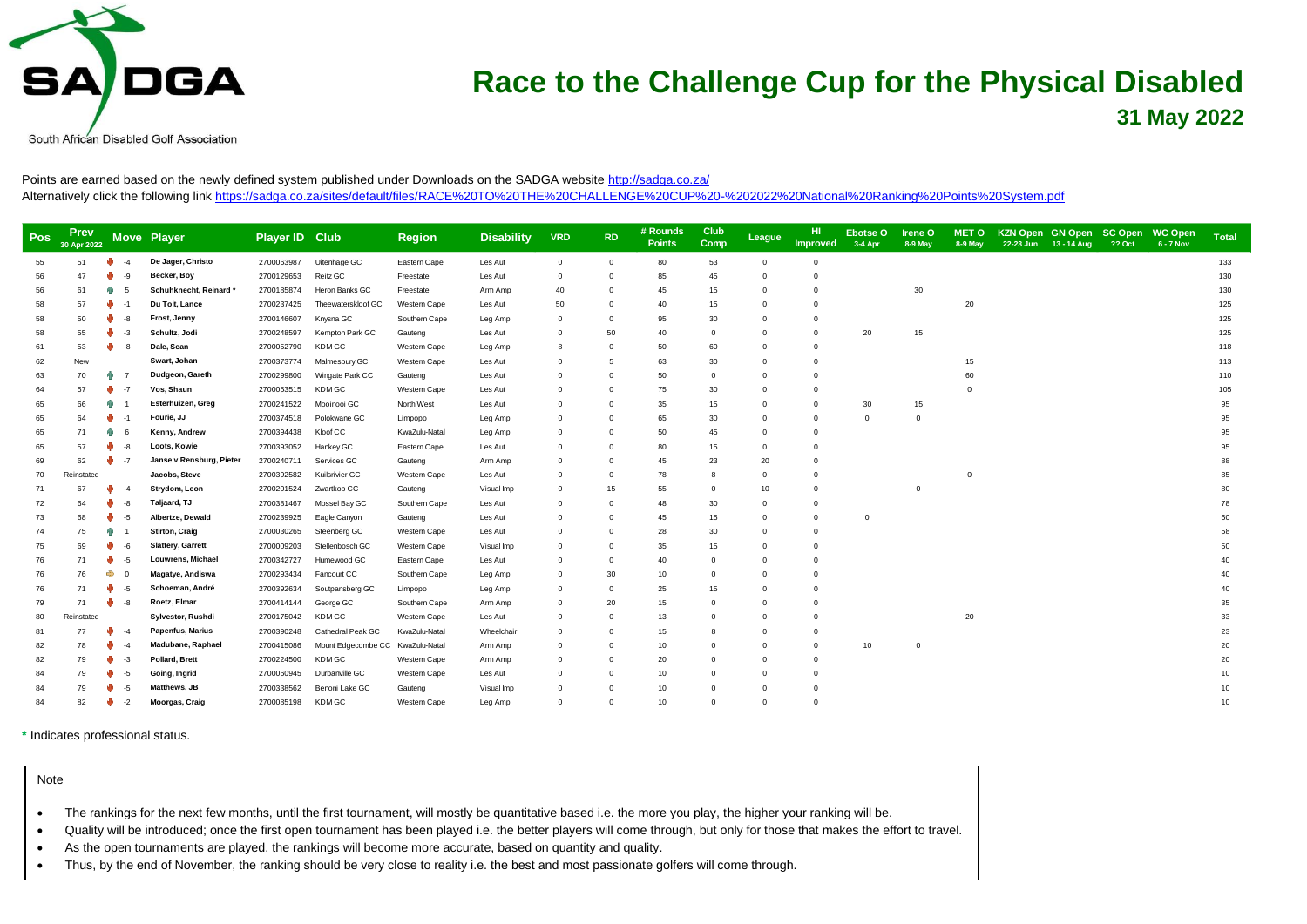# SADGA

South African Disabled Golf Association

# Race to the Challenge Cup for the Physical Disabled

## 31 May 2022

Points are earned based on the newly defined system published under Downloads on the SADGA website http://sadga.co.za/
Alternatively click the following link https://sadga.co.za/sites/default/files/RACE%20TO%20THE%20CHALLENGE%20CUP%20-%202022%20National%20Ranking%20Points%20System.pdf

| Pos | Prev 30 Apr 2022 | Move | Player | Player ID | Club | Region | Disability | VRD | RD | # Rounds Points | Club Comp | League | HI Improved | Ebotse O 3-4 Apr | Irene O 8-9 May | MET O 8-9 May | KZN Open 22-23 Jun | GN Open 13 - 14 Aug | SC Open ?? Oct | WC Open 6 - 7 Nov | Total |
|---|---|---|---|---|---|---|---|---|---|---|---|---|---|---|---|---|---|---|---|---|---|
| 55 | 51 | ↓ -4 | De Jager, Christo | 2700063987 | Uitenhage GC | Eastern Cape | Les Aut | 0 | 0 | 80 | 53 | 0 | 0 | | | | | | | | 133 |
| 56 | 47 | ↓ -9 | Becker, Boy | 2700129653 | Reitz GC | Freestate | Les Aut | 0 | 0 | 85 | 45 | 0 | 0 | | | | | | | | 130 |
| 56 | 61 | ↑ 5 | Schuhknecht, Reinard * | 2700185874 | Heron Banks GC | Freestate | Arm Amp | 40 | 0 | 45 | 15 | 0 | 0 | | 30 | | | | | | 130 |
| 58 | 57 | ↓ -1 | Du Toit, Lance | 2700237425 | Theewaterskloof GC | Western Cape | Les Aut | 50 | 0 | 40 | 15 | 0 | 0 | | | 20 | | | | | 125 |
| 58 | 50 | ↓ -8 | Frost, Jenny | 2700146607 | Knysna GC | Southern Cape | Leg Amp | 0 | 0 | 95 | 30 | 0 | 0 | | | | | | | | 125 |
| 58 | 55 | ↓ -3 | Schultz, Jodi | 2700248597 | Kempton Park GC | Gauteng | Les Aut | 0 | 50 | 40 | 0 | 0 | 0 | 20 | 15 | | | | | | 125 |
| 61 | 53 | ↓ -8 | Dale, Sean | 2700052790 | KDM GC | Western Cape | Leg Amp | 8 | 0 | 50 | 60 | 0 | 0 | | | | | | | | 118 |
| 62 | New | | Swart, Johan | 2700373774 | Malmesbury GC | Western Cape | Les Aut | 0 | 5 | 63 | 30 | 0 | 0 | | | 15 | | | | | 113 |
| 63 | 70 | ↑ 7 | Dudgeon, Gareth | 2700299800 | Wingate Park CC | Gauteng | Les Aut | 0 | 0 | 50 | 0 | 0 | 0 | | | 60 | | | | | 110 |
| 64 | 57 | ↓ -7 | Vos, Shaun | 2700053515 | KDM GC | Western Cape | Les Aut | 0 | 0 | 75 | 30 | 0 | 0 | | | 0 | | | | | 105 |
| 65 | 66 | ↑ 1 | Esterhuizen, Greg | 2700241522 | Mooinooi GC | North West | Les Aut | 0 | 0 | 35 | 15 | 0 | 0 | 30 | 15 | | | | | | 95 |
| 65 | 64 | ↓ -1 | Fourie, JJ | 2700374518 | Polokwane GC | Limpopo | Leg Amp | 0 | 0 | 65 | 30 | 0 | 0 | 0 | 0 | | | | | | 95 |
| 65 | 71 | ↑ 6 | Kenny, Andrew | 2700394438 | Kloof CC | KwaZulu-Natal | Leg Amp | 0 | 0 | 50 | 45 | 0 | 0 | | | | | | | | 95 |
| 65 | 57 | ↓ -8 | Loots, Kowie | 2700393052 | Hankey GC | Eastern Cape | Les Aut | 0 | 0 | 80 | 15 | 0 | 0 | | | | | | | | 95 |
| 69 | 62 | ↓ -7 | Janse v Rensburg, Pieter | 2700240711 | Services GC | Gauteng | Arm Amp | 0 | 0 | 45 | 23 | 20 | 0 | | | | | | | | 88 |
| 70 | Reinstated | | Jacobs, Steve | 2700392582 | Kuilsrivier GC | Western Cape | Les Aut | 0 | 0 | 78 | 8 | 0 | 0 | | | 0 | | | | | 85 |
| 71 | 67 | ↓ -4 | Strydom, Leon | 2700201524 | Zwartkop CC | Gauteng | Visual Imp | 0 | 15 | 55 | 0 | 10 | 0 | | 0 | | | | | | 80 |
| 72 | 64 | ↓ -8 | Taljaard, TJ | 2700381467 | Mossel Bay GC | Southern Cape | Les Aut | 0 | 0 | 48 | 30 | 0 | 0 | | | | | | | | 78 |
| 73 | 68 | ↓ -5 | Albertze, Dewald | 2700239925 | Eagle Canyon | Gauteng | Les Aut | 0 | 0 | 45 | 15 | 0 | 0 | 0 | | | | | | | 60 |
| 74 | 75 | ↑ 1 | Stirton, Craig | 2700030265 | Steenberg GC | Western Cape | Les Aut | 0 | 0 | 28 | 30 | 0 | 0 | | | | | | | | 58 |
| 75 | 69 | ↓ -6 | Slattery, Garrett | 2700009203 | Stellenbosch GC | Western Cape | Visual Imp | 0 | 0 | 35 | 15 | 0 | 0 | | | | | | | | 50 |
| 76 | 71 | ↓ -5 | Louwrens, Michael | 2700342727 | Humewood GC | Eastern Cape | Les Aut | 0 | 0 | 40 | 0 | 0 | 0 | | | | | | | | 40 |
| 76 | 76 | → 0 | Magatye, Andiswa | 2700293434 | Fancourt CC | Southern Cape | Leg Amp | 0 | 30 | 10 | 0 | 0 | 0 | | | | | | | | 40 |
| 76 | 71 | ↓ -5 | Schoeman, André | 2700392634 | Soutpansberg GC | Limpopo | Leg Amp | 0 | 0 | 25 | 15 | 0 | 0 | | | | | | | | 40 |
| 79 | 71 | ↓ -8 | Roetz, Elmar | 2700414144 | George GC | Southern Cape | Arm Amp | 0 | 20 | 15 | 0 | 0 | 0 | | | | | | | | 35 |
| 80 | Reinstated | | Sylvestor, Rushdi | 2700175042 | KDM GC | Western Cape | Les Aut | 0 | 0 | 13 | 0 | 0 | 0 | | | 20 | | | | | 33 |
| 81 | 77 | ↓ -4 | Papenfus, Marius | 2700390248 | Cathedral Peak GC | KwaZulu-Natal | Wheelchair | 0 | 0 | 15 | 8 | 0 | 0 | | | | | | | | 23 |
| 82 | 78 | ↓ -4 | Madubane, Raphael | 2700415086 | Mount Edgecombe CC | KwaZulu-Natal | Arm Amp | 0 | 0 | 10 | 0 | 0 | 0 | 10 | 0 | | | | | | 20 |
| 82 | 79 | ↓ -3 | Pollard, Brett | 2700224500 | KDM GC | Western Cape | Arm Amp | 0 | 0 | 20 | 0 | 0 | 0 | | | | | | | | 20 |
| 84 | 79 | ↓ -5 | Going, Ingrid | 2700060945 | Durbanville GC | Western Cape | Les Aut | 0 | 0 | 10 | 0 | 0 | 0 | | | | | | | | 10 |
| 84 | 79 | ↓ -5 | Matthews, JB | 2700338562 | Benoni Lake GC | Gauteng | Visual Imp | 0 | 0 | 10 | 0 | 0 | 0 | | | | | | | | 10 |
| 84 | 82 | ↓ -2 | Moorgas, Craig | 2700085198 | KDM GC | Western Cape | Leg Amp | 0 | 0 | 10 | 0 | 0 | 0 | | | | | | | | 10 |

\* Indicates professional status.

**Note**

- The rankings for the next few months, until the first tournament, will mostly be quantitative based i.e. the more you play, the higher your ranking will be.
- Quality will be introduced; once the first open tournament has been played i.e. the better players will come through, but only for those that makes the effort to travel.
- As the open tournaments are played, the rankings will become more accurate, based on quantity and quality.
- Thus, by the end of November, the ranking should be very close to reality i.e. the best and most passionate golfers will come through.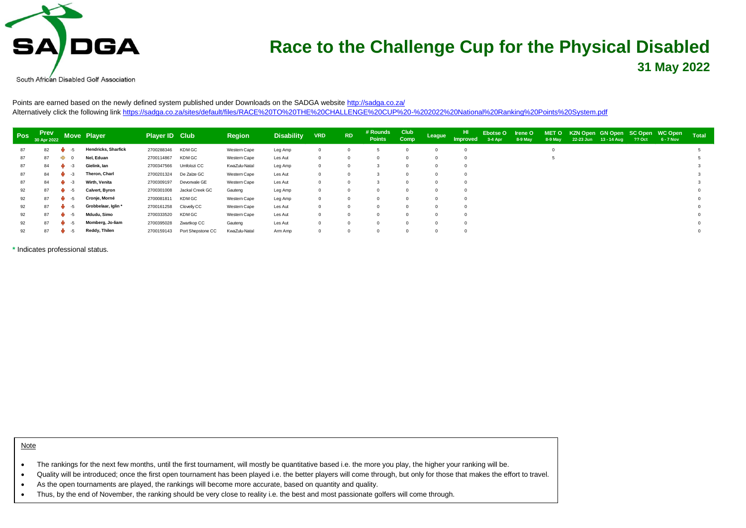SADGA

South African Disabled Golf Association

# Race to the Challenge Cup for the Physical Disabled

## 31 May 2022

Points are earned based on the newly defined system published under Downloads on the SADGA website http://sadga.co.za/
Alternatively click the following link https://sadga.co.za/sites/default/files/RACE%20TO%20THE%20CHALLENGE%20CUP%20-%202022%20National%20Ranking%20Points%20System.pdf

| Pos | Prev 30 Apr 2022 | Move | Player | Player ID | Club | Region | Disability | VRD | RD | # Rounds Points | Club Comp | League | HI Improved | Ebotse O 3-4 Apr | Irene O 8-9 May | MET O 8-9 May | KZN Open 22-23 Jun | GN Open 13 - 14 Aug | SC Open ?? Oct | WC Open 6 - 7 Nov | Total |
|---|---|---|---|---|---|---|---|---|---|---|---|---|---|---|---|---|---|---|---|---|---|
| 87 | 82 | -5 | **Hendricks, Sharfick** | 2700288346 | KDM GC | Western Cape | Leg Amp | 0 | 0 | 5 | 0 | 0 | 0 | | | 0 | | | | | 5 |
| 87 | 87 | 0 | **Nel, Eduan** | 2700114867 | KDM GC | Western Cape | Les Aut | 0 | 0 | 0 | 0 | 0 | 0 | | | 5 | | | | | 5 |
| 87 | 84 | -3 | **Gielink, Ian** | 2700347566 | Umfolozi CC | KwaZulu-Natal | Leg Amp | 0 | 0 | 3 | 0 | 0 | 0 | | | | | | | | 3 |
| 87 | 84 | -3 | **Theron, Charl** | 2700201324 | De Zalze GC | Western Cape | Les Aut | 0 | 0 | 3 | 0 | 0 | 0 | | | | | | | | 3 |
| 87 | 84 | -3 | **Wirth, Venita** | 2700309197 | Devonvale GE | Western Cape | Les Aut | 0 | 0 | 3 | 0 | 0 | 0 | | | | | | | | 3 |
| 92 | 87 | -5 | **Calvert, Byron** | 2700301008 | Jackal Creek GC | Gauteng | Leg Amp | 0 | 0 | 0 | 0 | 0 | 0 | | | | | | | | 0 |
| 92 | 87 | -5 | **Cronje, Morné** | 2700081811 | KDM GC | Western Cape | Leg Amp | 0 | 0 | 0 | 0 | 0 | 0 | | | | | | | | 0 |
| 92 | 87 | -5 | **Grobbelaar, Iglin *** | 2700161258 | Clovelly CC | Western Cape | Les Aut | 0 | 0 | 0 | 0 | 0 | 0 | | | | | | | | 0 |
| 92 | 87 | -5 | **Mdudu, Simo** | 2700333520 | KDM GC | Western Cape | Les Aut | 0 | 0 | 0 | 0 | 0 | 0 | | | | | | | | 0 |
| 92 | 87 | -5 | **Momberg, Jo-liam** | 2700395028 | Zwartkop CC | Gauteng | Les Aut | 0 | 0 | 0 | 0 | 0 | 0 | | | | | | | | 0 |
| 92 | 87 | -5 | **Reddy, Thilen** | 2700159143 | Port Shepstone CC | KwaZulu-Natal | Arm Amp | 0 | 0 | 0 | 0 | 0 | 0 | | | | | | | | 0 |

* Indicates professional status.

Note

- The rankings for the next few months, until the first tournament, will mostly be quantitative based i.e. the more you play, the higher your ranking will be.
- Quality will be introduced; once the first open tournament has been played i.e. the better players will come through, but only for those that makes the effort to travel.
- As the open tournaments are played, the rankings will become more accurate, based on quantity and quality.
- Thus, by the end of November, the ranking should be very close to reality i.e. the best and most passionate golfers will come through.